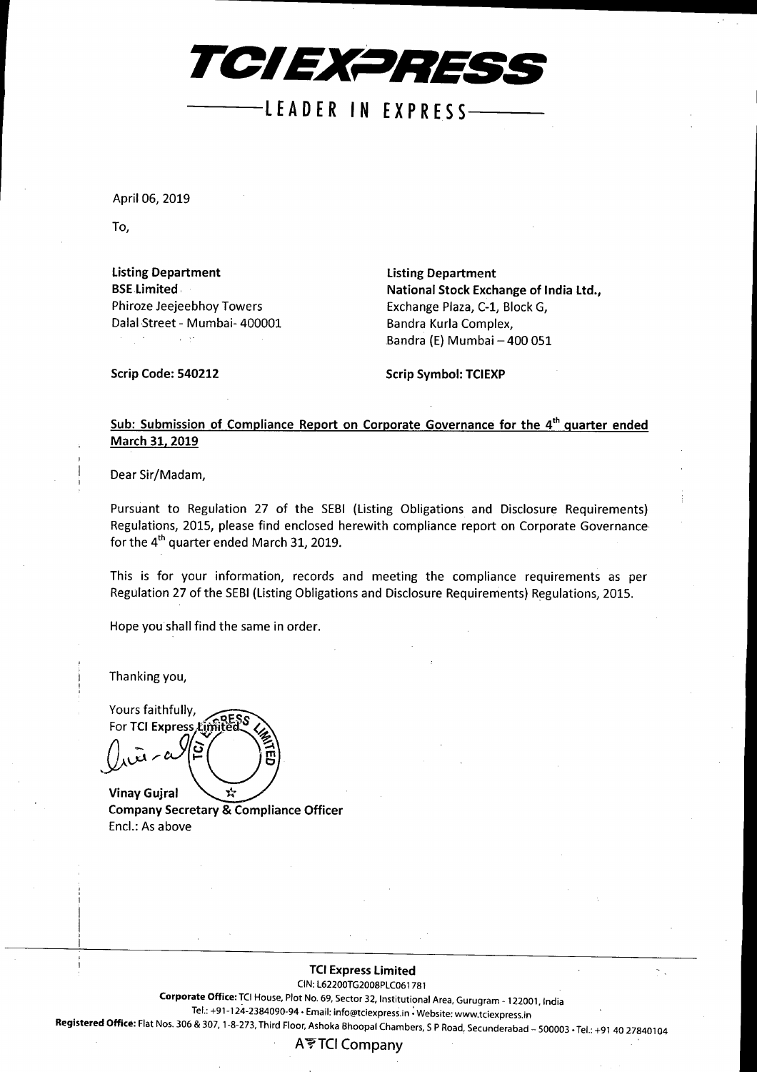# TCI EXPRESS

LEADER IN EXPRESS

April 06, 2019

To,

**Listing Department**
**BSE Limited**
Phiroze Jeejeebhoy Towers
Dalal Street - Mumbai- 400001

**Listing Department**
**National Stock Exchange of India Ltd.,**
Exchange Plaza, C-1, Block G,
Bandra Kurla Complex,
Bandra (E) Mumbai – 400 051

**Scrip Code: 540212**

**Scrip Symbol: TCIEXP**

**Sub: Submission of Compliance Report on Corporate Governance for the 4th quarter ended March 31, 2019**

Dear Sir/Madam,

Pursuant to Regulation 27 of the SEBI (Listing Obligations and Disclosure Requirements) Regulations, 2015, please find enclosed herewith compliance report on Corporate Governance for the 4th quarter ended March 31, 2019.

This is for your information, records and meeting the compliance requirements as per Regulation 27 of the SEBI (Listing Obligations and Disclosure Requirements) Regulations, 2015.

Hope you shall find the same in order.

Thanking you,

Yours faithfully,
For **TCI Express Limited**

**Vinay Gujral**
**Company Secretary & Compliance Officer**
Encl.: As above

**TCI Express Limited**
CIN: L62200TG2008PLC061781
**Corporate Office:** TCI House, Plot No. 69, Sector 32, Institutional Area, Gurugram - 122001, India
Tel.: +91-124-2384090-94 • Email: info@tciexpress.in • Website: www.tciexpress.in
**Registered Office:** Flat Nos. 306 & 307, 1-8-273, Third Floor, Ashoka Bhoopal Chambers, S P Road, Secunderabad – 500003 • Tel.: +91 40 27840104

A TCI Company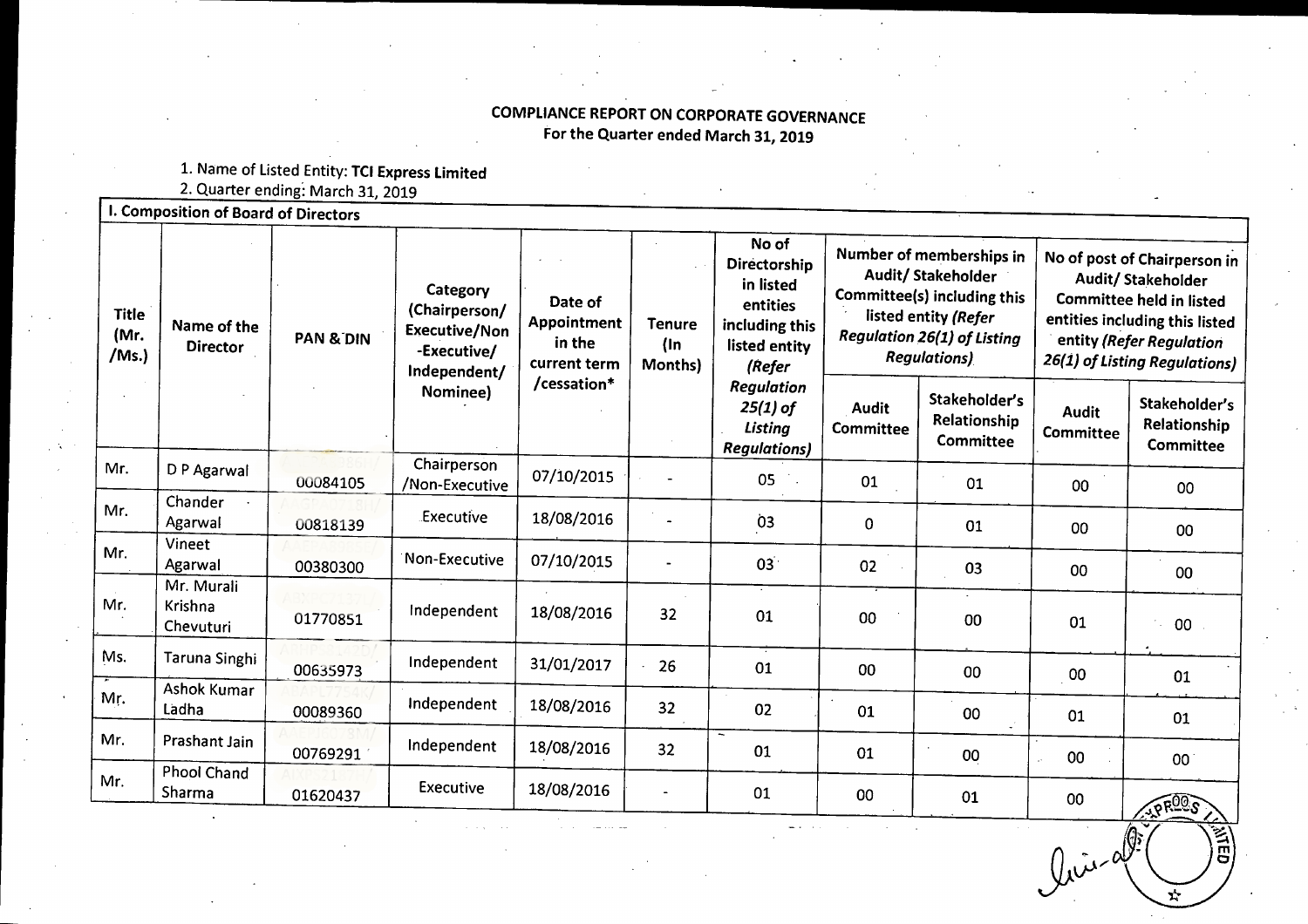**COMPLIANCE REPORT ON CORPORATE GOVERNANCE**
**For the Quarter ended March 31, 2019**

1. Name of Listed Entity: **TCI Express Limited**
2. Quarter ending: March 31, 2019

**I. Composition of Board of Directors**

| Title (Mr. /Ms.) | Name of the Director | PAN & DIN | Category (Chairperson/ Executive/Non -Executive/ Independent/ Nominee) | Date of Appointment in the current term /cessation* | Tenure (In Months) | No of Directorship in listed entities including this listed entity *(Refer Regulation 25(1) of Listing Regulations)* | Number of memberships in Audit/ Stakeholder Committee(s) including this listed entity *(Refer Regulation 26(1) of Listing Regulations)* | | No of post of Chairperson in Audit/ Stakeholder Committee held in listed entities including this listed entity *(Refer Regulation 26(1) of Listing Regulations)* | |
|---|---|---|---|---|---|---|---|---|---|---|
| | | | | | | | Audit Committee | Stakeholder's Relationship Committee | Audit Committee | Stakeholder's Relationship Committee |
| Mr. | D P Agarwal | 00084105 | Chairperson /Non-Executive | 07/10/2015 | - | 05 | 01 | 01 | 00 | 00 |
| Mr. | Chander Agarwal | 00818139 | Executive | 18/08/2016 | - | 03 | 0 | 01 | 00 | 00 |
| Mr. | Vineet Agarwal | 00380300 | Non-Executive | 07/10/2015 | - | 03 | 02 | 03 | 00 | 00 |
| Mr. | Mr. Murali Krishna Chevuturi | 01770851 | Independent | 18/08/2016 | 32 | 01 | 00 | 00 | 01 | 00 |
| Ms. | Taruna Singhi | 00635973 | Independent | 31/01/2017 | 26 | 01 | 00 | 00 | 00 | 01 |
| Mr. | Ashok Kumar Ladha | 00089360 | Independent | 18/08/2016 | 32 | 02 | 01 | 00 | 01 | 01 |
| Mr. | Prashant Jain | 00769291 | Independent | 18/08/2016 | 32 | 01 | 01 | 00 | 00 | 00 |
| Mr. | Phool Chand Sharma | 01620437 | Executive | 18/08/2016 | - | 01 | 00 | 01 | 00 | |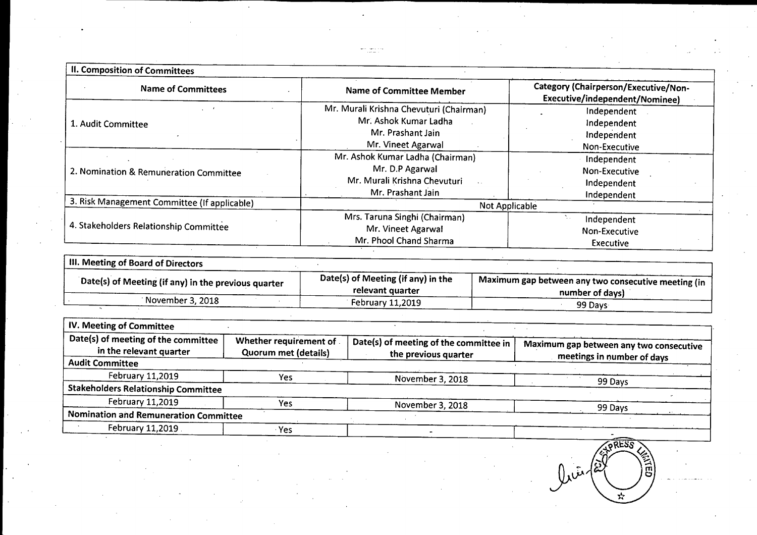| II. Composition of Committees | | |
|---|---|---|
| **Name of Committees** | **Name of Committee Member** | **Category (Chairperson/Executive/Non-Executive/independent/Nominee)** |
| 1. Audit Committee | Mr. Murali Krishna Chevuturi (Chairman)<br>Mr. Ashok Kumar Ladha<br>Mr. Prashant Jain<br>Mr. Vineet Agarwal | Independent<br>Independent<br>Independent<br>Non-Executive |
| 2. Nomination & Remuneration Committee | Mr. Ashok Kumar Ladha (Chairman)<br>Mr. D.P Agarwal<br>Mr. Murali Krishna Chevuturi<br>Mr. Prashant Jain | Independent<br>Non-Executive<br>Independent<br>Independent |
| 3. Risk Management Committee (If applicable) | Not Applicable | |
| 4. Stakeholders Relationship Committee | Mrs. Taruna Singhi (Chairman)<br>Mr. Vineet Agarwal<br>Mr. Phool Chand Sharma | Independent<br>Non-Executive<br>Executive |

| III. Meeting of Board of Directors | | |
|---|---|---|
| **Date(s) of Meeting (if any) in the previous quarter** | **Date(s) of Meeting (if any) in the relevant quarter** | **Maximum gap between any two consecutive meeting (in number of days)** |
| November 3, 2018 | February 11,2019 | 99 Days |

| IV. Meeting of Committee | | | |
|---|---|---|---|
| **Date(s) of meeting of the committee in the relevant quarter** | **Whether requirement of Quorum met (details)** | **Date(s) of meeting of the committee in the previous quarter** | **Maximum gap between any two consecutive meetings in number of days** |
| **Audit Committee** | | | |
| February 11,2019 | Yes | November 3, 2018 | 99 Days |
| **Stakeholders Relationship Committee** | | | |
| February 11,2019 | Yes | November 3, 2018 | 99 Days |
| **Nomination and Remuneration Committee** | | | |
| February 11,2019 | Yes | - | - |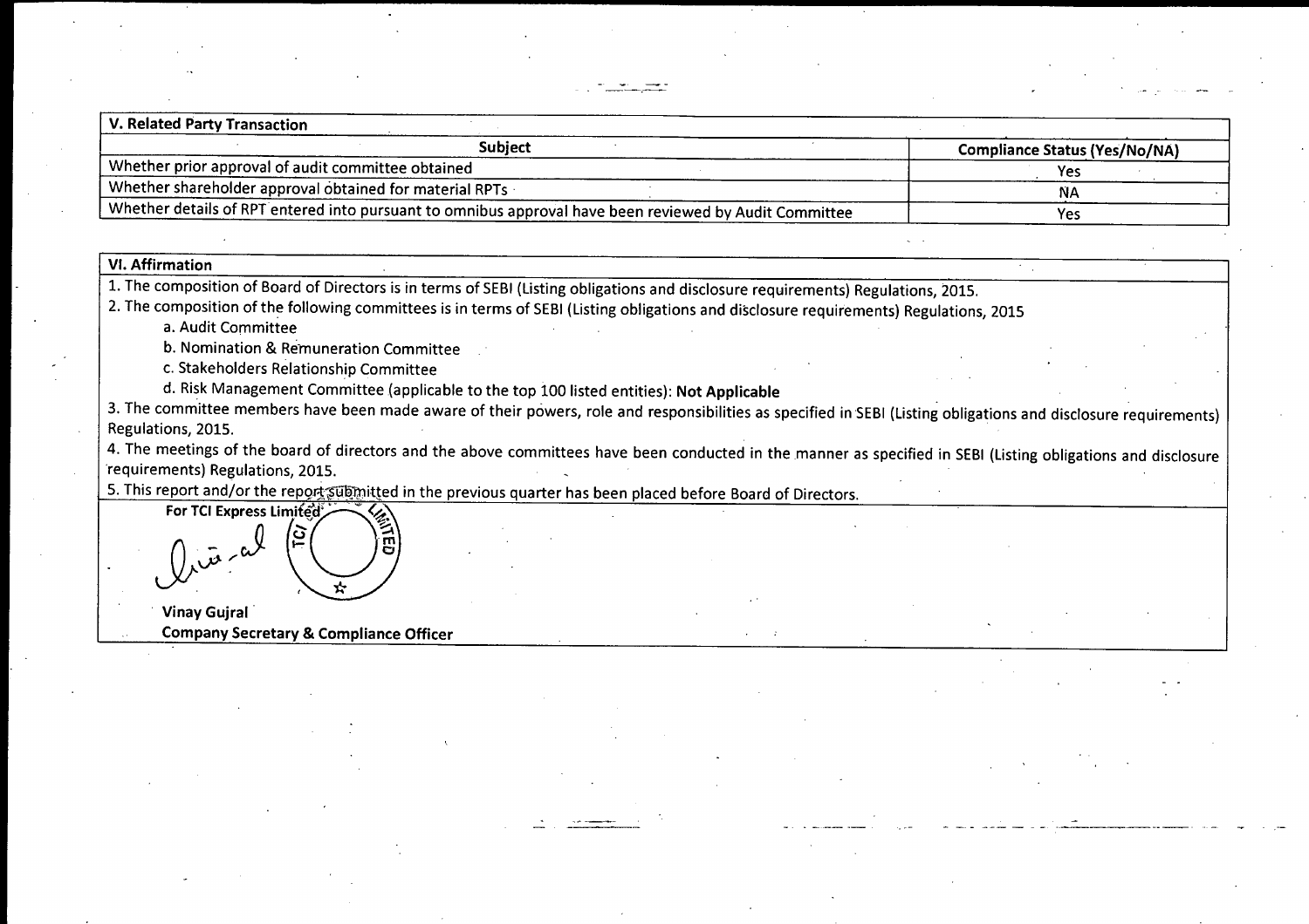| V. Related Party Transaction | |
|---|---|
| **Subject** | **Compliance Status (Yes/No/NA)** |
| Whether prior approval of audit committee obtained | Yes |
| Whether shareholder approval obtained for material RPTs | NA |
| Whether details of RPT entered into pursuant to omnibus approval have been reviewed by Audit Committee | Yes |

**VI. Affirmation**

1. The composition of Board of Directors is in terms of SEBI (Listing obligations and disclosure requirements) Regulations, 2015.
2. The composition of the following committees is in terms of SEBI (Listing obligations and disclosure requirements) Regulations, 2015
   a. Audit Committee
   b. Nomination & Remuneration Committee
   c. Stakeholders Relationship Committee
   d. Risk Management Committee (applicable to the top 100 listed entities): **Not Applicable**
3. The committee members have been made aware of their powers, role and responsibilities as specified in SEBI (Listing obligations and disclosure requirements) Regulations, 2015.
4. The meetings of the board of directors and the above committees have been conducted in the manner as specified in SEBI (Listing obligations and disclosure requirements) Regulations, 2015.
5. This report and/or the report submitted in the previous quarter has been placed before Board of Directors.

**For TCI Express Limited**

**Vinay Gujral**
**Company Secretary & Compliance Officer**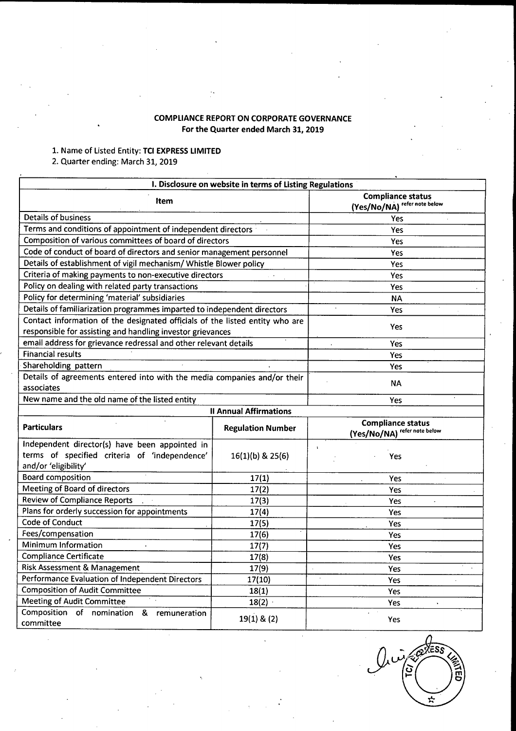**COMPLIANCE REPORT ON CORPORATE GOVERNANCE**
**For the Quarter ended March 31, 2019**

1. Name of Listed Entity: **TCI EXPRESS LIMITED**
2. Quarter ending: March 31, 2019

| I. Disclosure on website in terms of Listing Regulations | |
|---|---|
| **Item** | **Compliance status (Yes/No/NA)** refer note below |
| Details of business | Yes |
| Terms and conditions of appointment of independent directors | Yes |
| Composition of various committees of board of directors | Yes |
| Code of conduct of board of directors and senior management personnel | Yes |
| Details of establishment of vigil mechanism/ Whistle Blower policy | Yes |
| Criteria of making payments to non-executive directors | Yes |
| Policy on dealing with related party transactions | Yes |
| Policy for determining 'material' subsidiaries | NA |
| Details of familiarization programmes imparted to independent directors | Yes |
| Contact information of the designated officials of the listed entity who are responsible for assisting and handling investor grievances | Yes |
| email address for grievance redressal and other relevant details | Yes |
| Financial results | Yes |
| Shareholding pattern | Yes |
| Details of agreements entered into with the media companies and/or their associates | NA |
| New name and the old name of the listed entity | Yes |

| II Annual Affirmations | | |
|---|---|---|
| **Particulars** | **Regulation Number** | **Compliance status (Yes/No/NA)** refer note below |
| Independent director(s) have been appointed in terms of specified criteria of 'independence' and/or 'eligibility' | 16(1)(b) & 25(6) | Yes |
| Board composition | 17(1) | Yes |
| Meeting of Board of directors | 17(2) | Yes |
| Review of Compliance Reports | 17(3) | Yes |
| Plans for orderly succession for appointments | 17(4) | Yes |
| Code of Conduct | 17(5) | Yes |
| Fees/compensation | 17(6) | Yes |
| Minimum Information | 17(7) | Yes |
| Compliance Certificate | 17(8) | Yes |
| Risk Assessment & Management | 17(9) | Yes |
| Performance Evaluation of Independent Directors | 17(10) | Yes |
| Composition of Audit Committee | 18(1) | Yes |
| Meeting of Audit Committee | 18(2) | Yes |
| Composition of nomination & remuneration committee | 19(1) & (2) | Yes |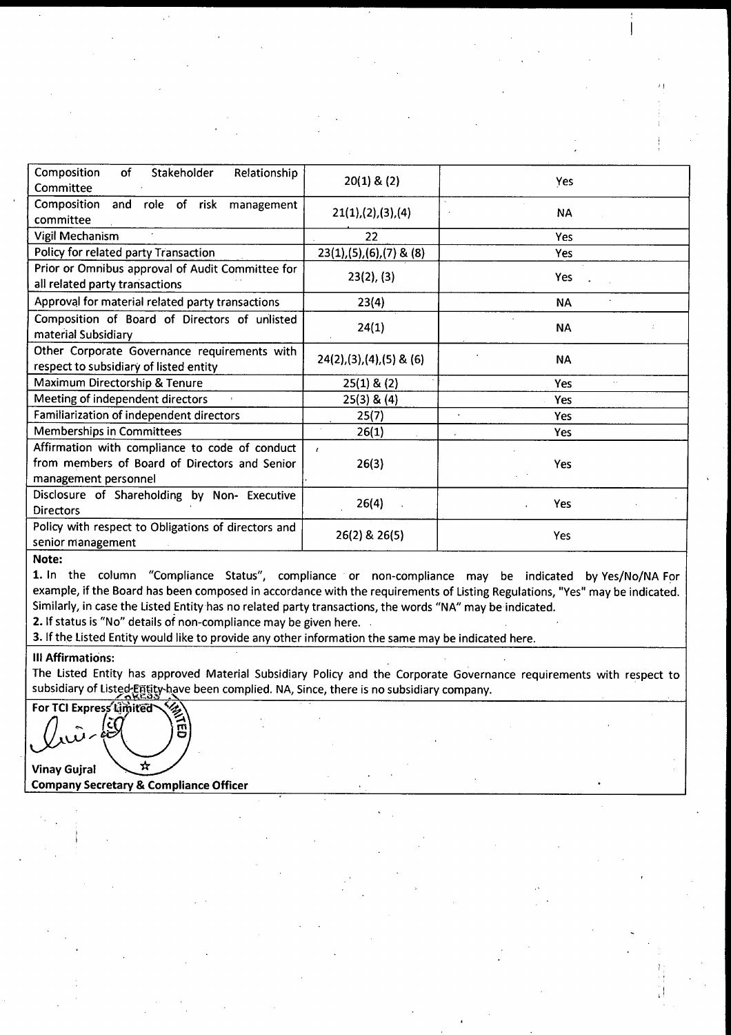| | | |
|---|---|---|
| Composition of Stakeholder Relationship Committee | 20(1) & (2) | Yes |
| Composition and role of risk management committee | 21(1),(2),(3),(4) | NA |
| Vigil Mechanism | 22 | Yes |
| Policy for related party Transaction | 23(1),(5),(6),(7) & (8) | Yes |
| Prior or Omnibus approval of Audit Committee for all related party transactions | 23(2), (3) | Yes |
| Approval for material related party transactions | 23(4) | NA |
| Composition of Board of Directors of unlisted material Subsidiary | 24(1) | NA |
| Other Corporate Governance requirements with respect to subsidiary of listed entity | 24(2),(3),(4),(5) & (6) | NA |
| Maximum Directorship & Tenure | 25(1) & (2) | Yes |
| Meeting of independent directors | 25(3) & (4) | Yes |
| Familiarization of independent directors | 25(7) | Yes |
| Memberships in Committees | 26(1) | Yes |
| Affirmation with compliance to code of conduct from members of Board of Directors and Senior management personnel | 26(3) | Yes |
| Disclosure of Shareholding by Non- Executive Directors | 26(4) | Yes |
| Policy with respect to Obligations of directors and senior management | 26(2) & 26(5) | Yes |

**Note:**

**1.** In the column "Compliance Status", compliance or non-compliance may be indicated by Yes/No/NA For example, if the Board has been composed in accordance with the requirements of Listing Regulations, "Yes" may be indicated. Similarly, in case the Listed Entity has no related party transactions, the words "NA" may be indicated.

**2.** If status is "No" details of non-compliance may be given here.

**3.** If the Listed Entity would like to provide any other information the same may be indicated here.

**III Affirmations:**

The Listed Entity has approved Material Subsidiary Policy and the Corporate Governance requirements with respect to subsidiary of Listed Entity have been complied. NA, Since, there is no subsidiary company.

**For TCI Express Limited**

**Vinay Gujral**

**Company Secretary & Compliance Officer**